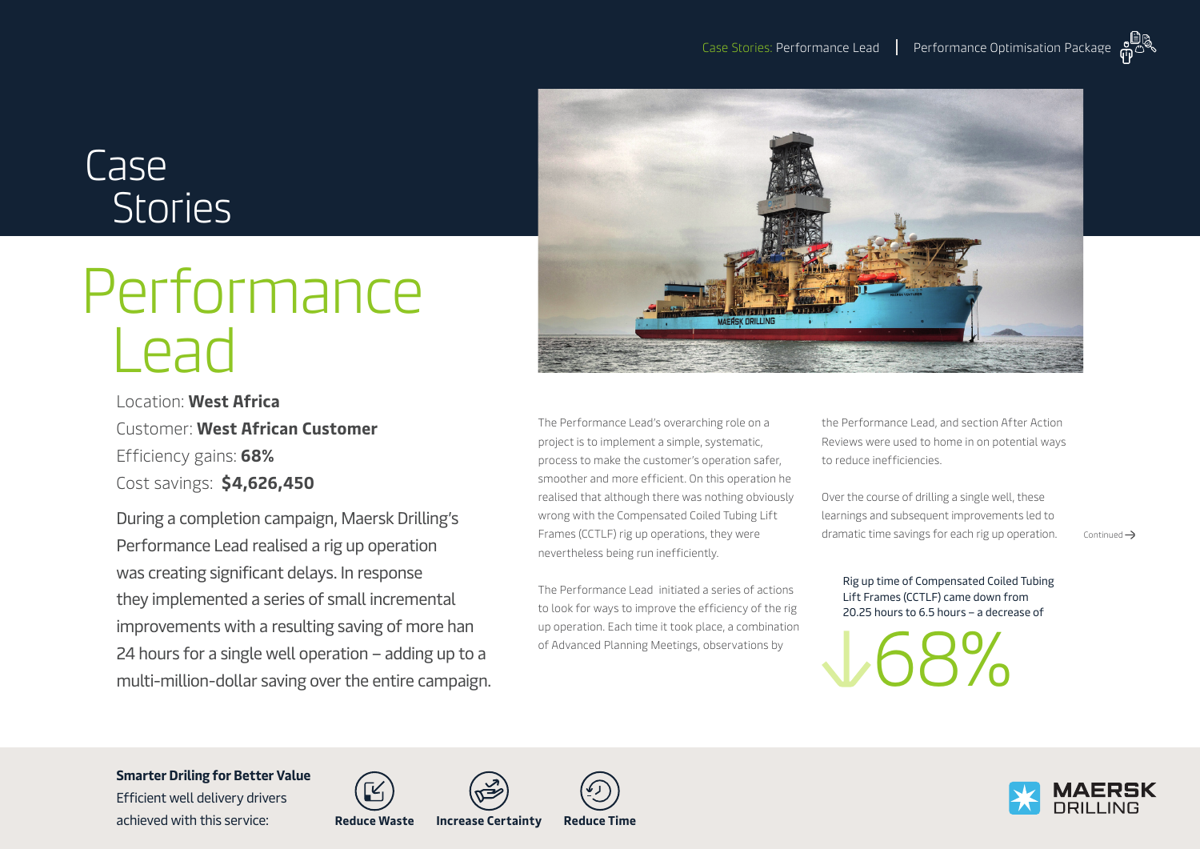# Case Stories

# Performance Lead

Location: **West Africa**

Customer: **West African Customer**

Efficiency gains: **68%**

Cost savings: **$4,626,450**

During a completion campaign, Maersk Drilling's Performance Lead realised a rig up operation was creating significant delays. In response they implemented a series of small incremental improvements with a resulting saving of more han 24 hours for a single well operation – adding up to a multi-million-dollar saving over the entire campaign.

The Performance Lead's overarching role on a project is to implement a simple, systematic, process to make the customer's operation safer, smoother and more efficient. On this operation he realised that although there was nothing obviously wrong with the Compensated Coiled Tubing Lift Frames (CCTLF) rig up operations, they were nevertheless being run inefficiently.

The Performance Lead initiated a series of actions to look for ways to improve the efficiency of the rig up operation. Each time it took place, a combination of Advanced Planning Meetings, observations by the Performance Lead, and section After Action Reviews were used to home in on potential ways to reduce inefficiencies.

Over the course of drilling a single well, these learnings and subsequent improvements led to dramatic time savings for each rig up operation.

Continued →

Rig up time of Compensated Coiled Tubing Lift Frames (CCTLF) came down from 20.25 hours to 6.5 hours – a decrease of

↓68%

**Smarter Driling for Better Value**

Efficient well delivery drivers achieved with this service:

**Reduce Waste** **Increase Certainty** **Reduce Time**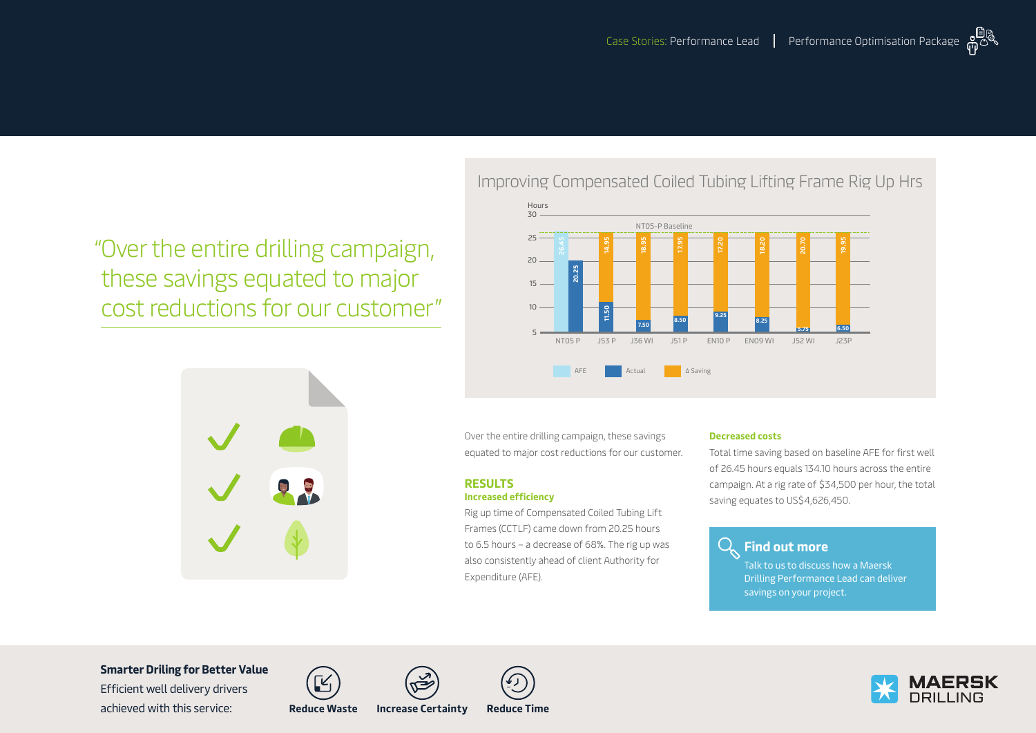"Over the entire drilling campaign, these savings equated to major cost reductions for our customer"

## Improving Compensated Coiled Tubing Lifting Frame Rig Up Hrs

Hours
30
25
20
15
10
5

NT05-P Baseline

26.45
20.25
14.95
11.50
18.95
7.50
17.95
8.50
17.20
9.25
18.20
8.25
20.70
5.75
19.95
6.50

NT05 P
J53 P
J36 WI
J51 P
EN10 P
EN09 WI
J52 WI
J23P

AFE
Actual
Δ Saving

Over the entire drilling campaign, these savings equated to major cost reductions for our customer.

### RESULTS

**Increased efficiency**

Rig up time of Compensated Coiled Tubing Lift Frames (CCTLF) came down from 20.25 hours to 6.5 hours – a decrease of 68%. The rig up was also consistently ahead of client Authority for Expenditure (AFE).

**Decreased costs**

Total time saving based on baseline AFE for first well of 26.45 hours equals 134.10 hours across the entire campaign. At a rig rate of $34,500 per hour, the total saving equates to US$4,626,450.

### Find out more

Talk to us to discuss how a Maersk Drilling Performance Lead can deliver savings on your project.

**Smarter Driling for Better Value**

Efficient well delivery drivers achieved with this service:

**Reduce Waste**

**Increase Certainty**

**Reduce Time**

MAERSK DRILLING